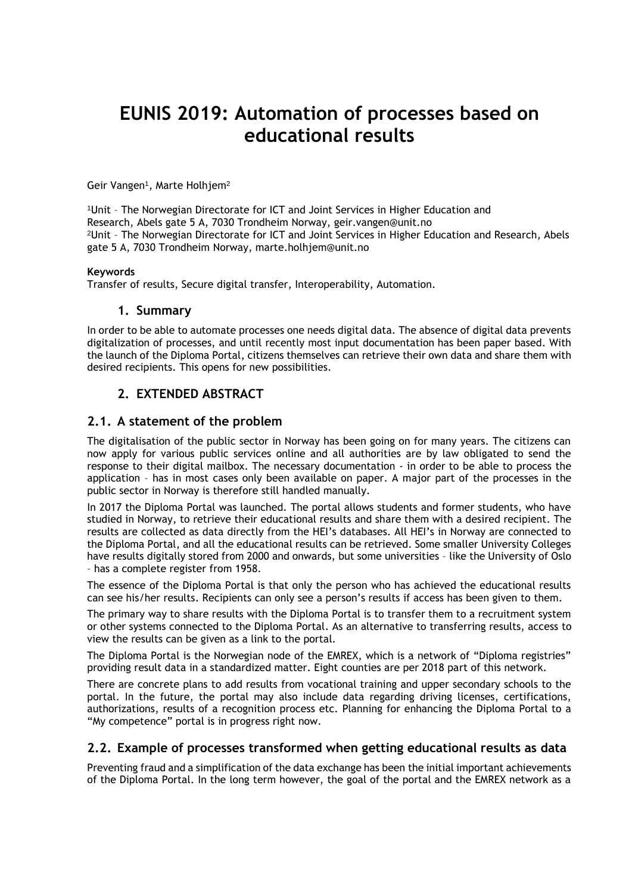# EUNIS 2019: Automation of processes based on educational results

Geir Vangen[1], Marte Holhjem[2]

[1]Unit – The Norwegian Directorate for ICT and Joint Services in Higher Education and Research, Abels gate 5 A, 7030 Trondheim Norway, geir.vangen@unit.no
[2]Unit – The Norwegian Directorate for ICT and Joint Services in Higher Education and Research, Abels gate 5 A, 7030 Trondheim Norway, marte.holhjem@unit.no

**Keywords**
Transfer of results, Secure digital transfer, Interoperability, Automation.

## 1. Summary

In order to be able to automate processes one needs digital data. The absence of digital data prevents digitalization of processes, and until recently most input documentation has been paper based. With the launch of the Diploma Portal, citizens themselves can retrieve their own data and share them with desired recipients. This opens for new possibilities.

## 2. EXTENDED ABSTRACT

### 2.1. A statement of the problem

The digitalisation of the public sector in Norway has been going on for many years. The citizens can now apply for various public services online and all authorities are by law obligated to send the response to their digital mailbox. The necessary documentation - in order to be able to process the application – has in most cases only been available on paper. A major part of the processes in the public sector in Norway is therefore still handled manually.

In 2017 the Diploma Portal was launched. The portal allows students and former students, who have studied in Norway, to retrieve their educational results and share them with a desired recipient. The results are collected as data directly from the HEI's databases. All HEI's in Norway are connected to the Diploma Portal, and all the educational results can be retrieved. Some smaller University Colleges have results digitally stored from 2000 and onwards, but some universities – like the University of Oslo – has a complete register from 1958.

The essence of the Diploma Portal is that only the person who has achieved the educational results can see his/her results. Recipients can only see a person's results if access has been given to them.

The primary way to share results with the Diploma Portal is to transfer them to a recruitment system or other systems connected to the Diploma Portal. As an alternative to transferring results, access to view the results can be given as a link to the portal.

The Diploma Portal is the Norwegian node of the EMREX, which is a network of "Diploma registries" providing result data in a standardized matter. Eight counties are per 2018 part of this network.

There are concrete plans to add results from vocational training and upper secondary schools to the portal. In the future, the portal may also include data regarding driving licenses, certifications, authorizations, results of a recognition process etc. Planning for enhancing the Diploma Portal to a "My competence" portal is in progress right now.

### 2.2. Example of processes transformed when getting educational results as data

Preventing fraud and a simplification of the data exchange has been the initial important achievements of the Diploma Portal. In the long term however, the goal of the portal and the EMREX network as a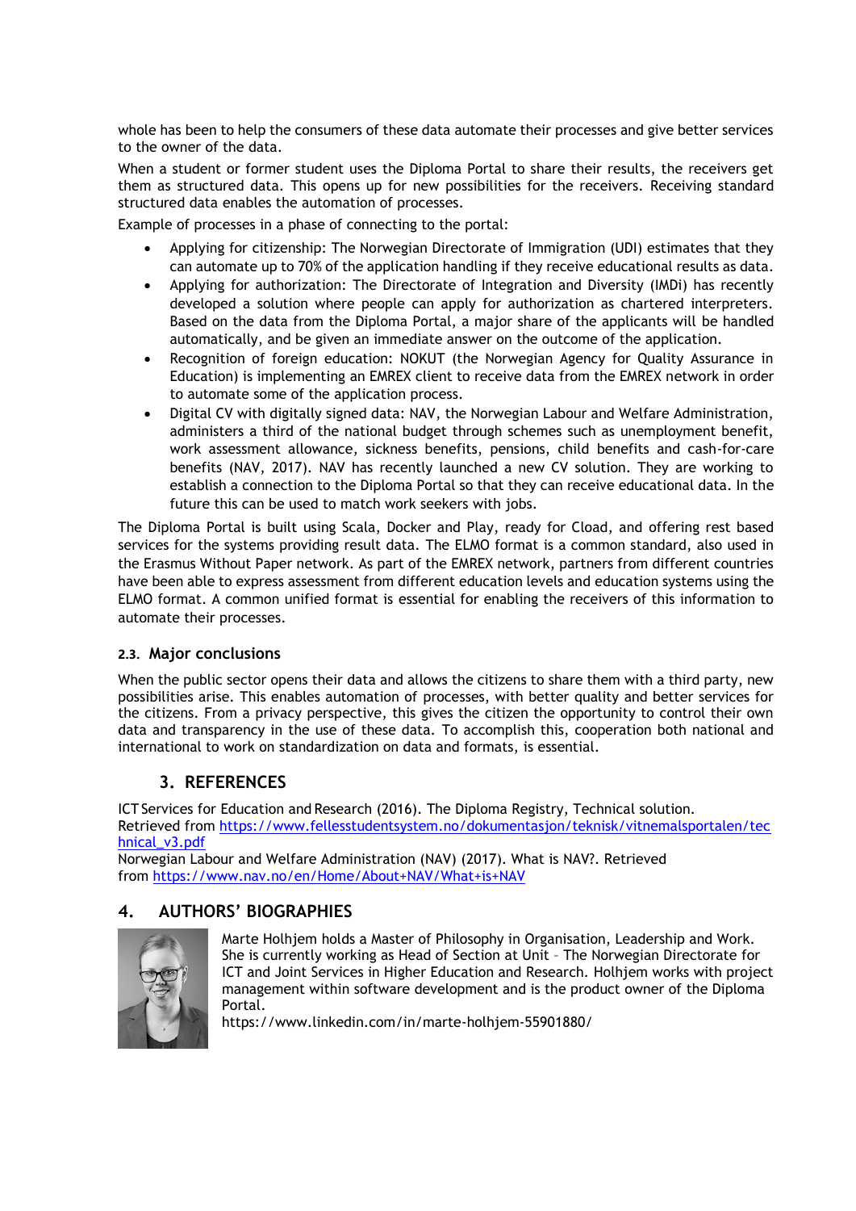whole has been to help the consumers of these data automate their processes and give better services to the owner of the data.

When a student or former student uses the Diploma Portal to share their results, the receivers get them as structured data. This opens up for new possibilities for the receivers. Receiving standard structured data enables the automation of processes.

Example of processes in a phase of connecting to the portal:

- Applying for citizenship: The Norwegian Directorate of Immigration (UDI) estimates that they can automate up to 70% of the application handling if they receive educational results as data.
- Applying for authorization: The Directorate of Integration and Diversity (IMDi) has recently developed a solution where people can apply for authorization as chartered interpreters. Based on the data from the Diploma Portal, a major share of the applicants will be handled automatically, and be given an immediate answer on the outcome of the application.
- Recognition of foreign education: NOKUT (the Norwegian Agency for Quality Assurance in Education) is implementing an EMREX client to receive data from the EMREX network in order to automate some of the application process.
- Digital CV with digitally signed data: NAV, the Norwegian Labour and Welfare Administration, administers a third of the national budget through schemes such as unemployment benefit, work assessment allowance, sickness benefits, pensions, child benefits and cash-for-care benefits (NAV, 2017). NAV has recently launched a new CV solution. They are working to establish a connection to the Diploma Portal so that they can receive educational data. In the future this can be used to match work seekers with jobs.

The Diploma Portal is built using Scala, Docker and Play, ready for Cload, and offering rest based services for the systems providing result data. The ELMO format is a common standard, also used in the Erasmus Without Paper network. As part of the EMREX network, partners from different countries have been able to express assessment from different education levels and education systems using the ELMO format. A common unified format is essential for enabling the receivers of this information to automate their processes.

### 2.3. Major conclusions

When the public sector opens their data and allows the citizens to share them with a third party, new possibilities arise. This enables automation of processes, with better quality and better services for the citizens. From a privacy perspective, this gives the citizen the opportunity to control their own data and transparency in the use of these data. To accomplish this, cooperation both national and international to work on standardization on data and formats, is essential.

## 3. REFERENCES

ICT Services for Education and Research (2016). The Diploma Registry, Technical solution. Retrieved from https://www.fellesstudentsystem.no/dokumentasjon/teknisk/vitnemalsportalen/technical_v3.pdf

Norwegian Labour and Welfare Administration (NAV) (2017). What is NAV?. Retrieved from https://www.nav.no/en/Home/About+NAV/What+is+NAV

## 4. AUTHORS' BIOGRAPHIES

Marte Holhjem holds a Master of Philosophy in Organisation, Leadership and Work. She is currently working as Head of Section at Unit – The Norwegian Directorate for ICT and Joint Services in Higher Education and Research. Holhjem works with project management within software development and is the product owner of the Diploma Portal.

https://www.linkedin.com/in/marte-holhjem-55901880/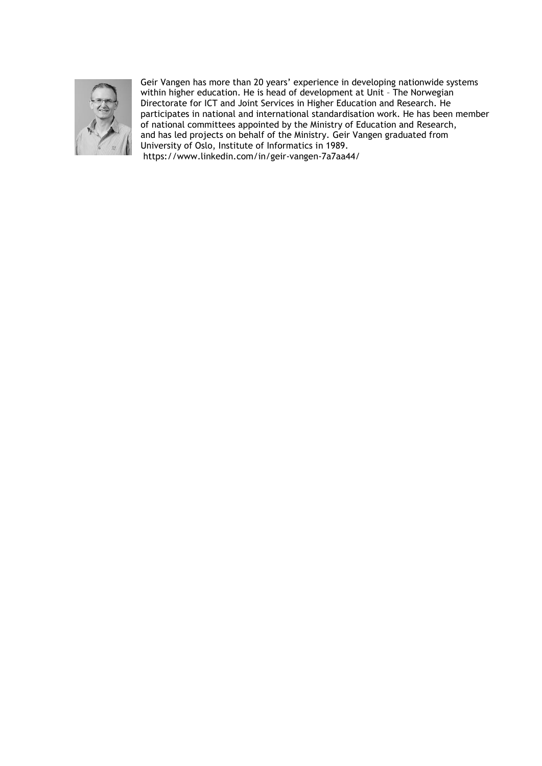Geir Vangen has more than 20 years' experience in developing nationwide systems within higher education. He is head of development at Unit – The Norwegian Directorate for ICT and Joint Services in Higher Education and Research. He participates in national and international standardisation work. He has been member of national committees appointed by the Ministry of Education and Research, and has led projects on behalf of the Ministry. Geir Vangen graduated from University of Oslo, Institute of Informatics in 1989.
https://www.linkedin.com/in/geir-vangen-7a7aa44/